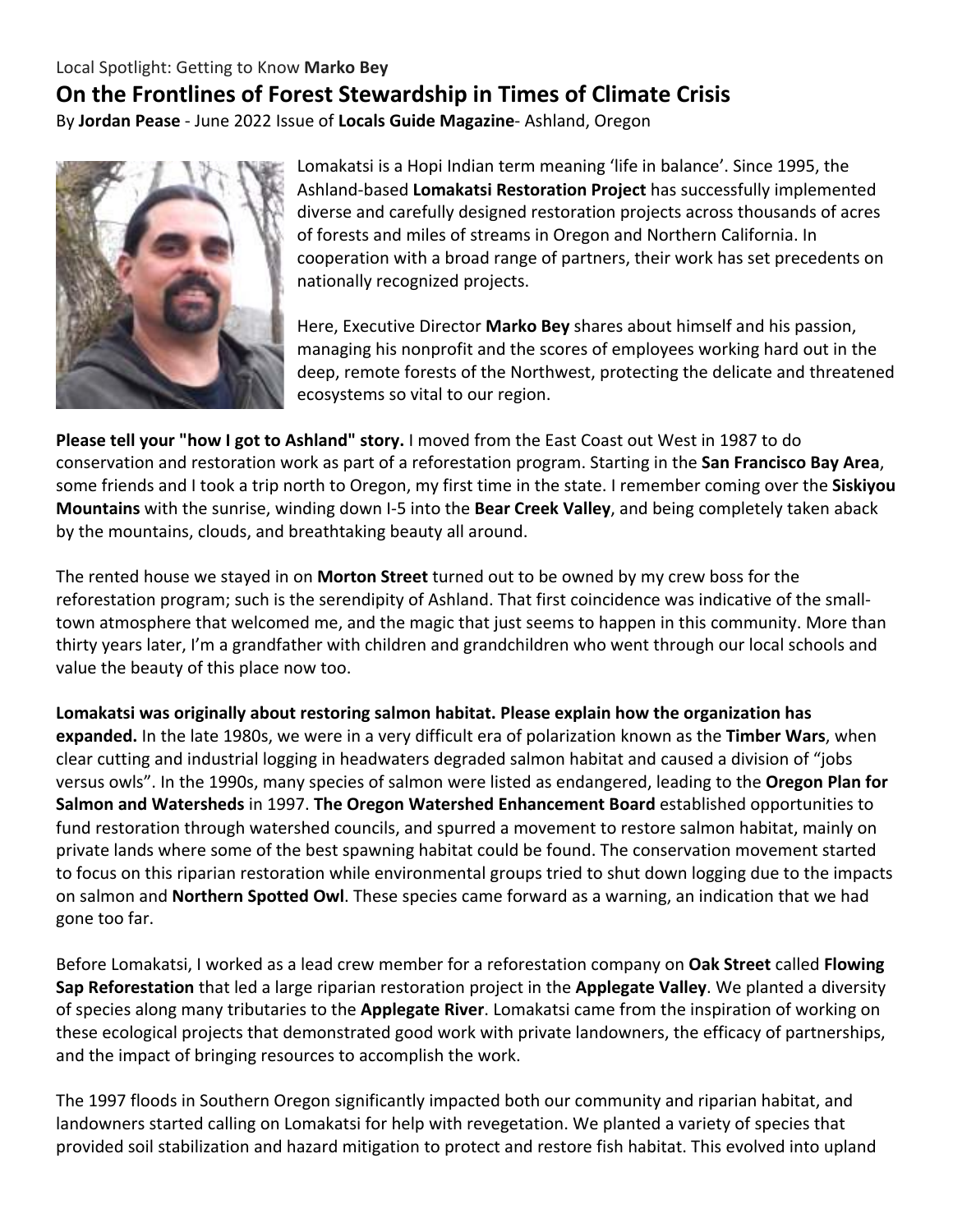Local Spotlight: Getting to Know **Marko Bey**

# On the Frontlines of Forest Stewardship in Times of Climate Crisis

By **Jordan Pease** - June 2022 Issue of **Locals Guide Magazine**- Ashland, Oregon

Lomakatsi is a Hopi Indian term meaning 'life in balance'. Since 1995, the Ashland-based **Lomakatsi Restoration Project** has successfully implemented diverse and carefully designed restoration projects across thousands of acres of forests and miles of streams in Oregon and Northern California. In cooperation with a broad range of partners, their work has set precedents on nationally recognized projects.

Here, Executive Director **Marko Bey** shares about himself and his passion, managing his nonprofit and the scores of employees working hard out in the deep, remote forests of the Northwest, protecting the delicate and threatened ecosystems so vital to our region.

**Please tell your "how I got to Ashland" story.** I moved from the East Coast out West in 1987 to do conservation and restoration work as part of a reforestation program. Starting in the **San Francisco Bay Area**, some friends and I took a trip north to Oregon, my first time in the state. I remember coming over the **Siskiyou Mountains** with the sunrise, winding down I-5 into the **Bear Creek Valley**, and being completely taken aback by the mountains, clouds, and breathtaking beauty all around.

The rented house we stayed in on **Morton Street** turned out to be owned by my crew boss for the reforestation program; such is the serendipity of Ashland. That first coincidence was indicative of the small-town atmosphere that welcomed me, and the magic that just seems to happen in this community. More than thirty years later, I'm a grandfather with children and grandchildren who went through our local schools and value the beauty of this place now too.

**Lomakatsi was originally about restoring salmon habitat. Please explain how the organization has expanded.** In the late 1980s, we were in a very difficult era of polarization known as the **Timber Wars**, when clear cutting and industrial logging in headwaters degraded salmon habitat and caused a division of "jobs versus owls". In the 1990s, many species of salmon were listed as endangered, leading to the **Oregon Plan for Salmon and Watersheds** in 1997. **The Oregon Watershed Enhancement Board** established opportunities to fund restoration through watershed councils, and spurred a movement to restore salmon habitat, mainly on private lands where some of the best spawning habitat could be found. The conservation movement started to focus on this riparian restoration while environmental groups tried to shut down logging due to the impacts on salmon and **Northern Spotted Owl**. These species came forward as a warning, an indication that we had gone too far.

Before Lomakatsi, I worked as a lead crew member for a reforestation company on **Oak Street** called **Flowing Sap Reforestation** that led a large riparian restoration project in the **Applegate Valley**. We planted a diversity of species along many tributaries to the **Applegate River**. Lomakatsi came from the inspiration of working on these ecological projects that demonstrated good work with private landowners, the efficacy of partnerships, and the impact of bringing resources to accomplish the work.

The 1997 floods in Southern Oregon significantly impacted both our community and riparian habitat, and landowners started calling on Lomakatsi for help with revegetation. We planted a variety of species that provided soil stabilization and hazard mitigation to protect and restore fish habitat. This evolved into upland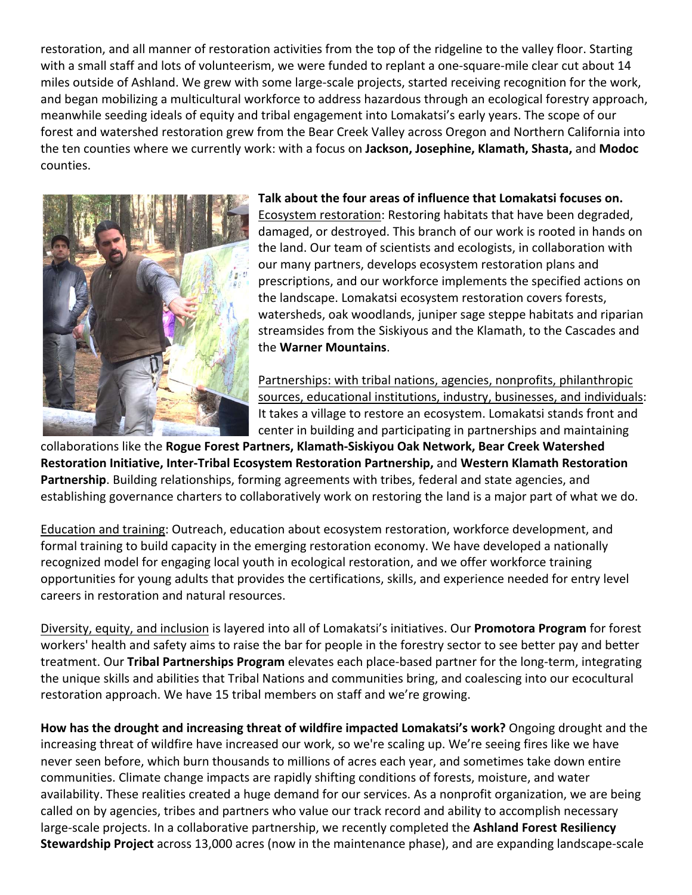restoration, and all manner of restoration activities from the top of the ridgeline to the valley floor. Starting with a small staff and lots of volunteerism, we were funded to replant a one-square-mile clear cut about 14 miles outside of Ashland. We grew with some large-scale projects, started receiving recognition for the work, and began mobilizing a multicultural workforce to address hazardous through an ecological forestry approach, meanwhile seeding ideals of equity and tribal engagement into Lomakatsi's early years. The scope of our forest and watershed restoration grew from the Bear Creek Valley across Oregon and Northern California into the ten counties where we currently work: with a focus on **Jackson, Josephine, Klamath, Shasta,** and **Modoc** counties.

**Talk about the four areas of influence that Lomakatsi focuses on.**

Ecosystem restoration: Restoring habitats that have been degraded, damaged, or destroyed. This branch of our work is rooted in hands on the land. Our team of scientists and ecologists, in collaboration with our many partners, develops ecosystem restoration plans and prescriptions, and our workforce implements the specified actions on the landscape. Lomakatsi ecosystem restoration covers forests, watersheds, oak woodlands, juniper sage steppe habitats and riparian streamsides from the Siskiyous and the Klamath, to the Cascades and the **Warner Mountains**.

Partnerships: with tribal nations, agencies, nonprofits, philanthropic sources, educational institutions, industry, businesses, and individuals: It takes a village to restore an ecosystem. Lomakatsi stands front and center in building and participating in partnerships and maintaining collaborations like the **Rogue Forest Partners, Klamath-Siskiyou Oak Network, Bear Creek Watershed Restoration Initiative, Inter-Tribal Ecosystem Restoration Partnership,** and **Western Klamath Restoration Partnership**. Building relationships, forming agreements with tribes, federal and state agencies, and establishing governance charters to collaboratively work on restoring the land is a major part of what we do.

Education and training: Outreach, education about ecosystem restoration, workforce development, and formal training to build capacity in the emerging restoration economy. We have developed a nationally recognized model for engaging local youth in ecological restoration, and we offer workforce training opportunities for young adults that provides the certifications, skills, and experience needed for entry level careers in restoration and natural resources.

Diversity, equity, and inclusion is layered into all of Lomakatsi's initiatives. Our **Promotora Program** for forest workers' health and safety aims to raise the bar for people in the forestry sector to see better pay and better treatment. Our **Tribal Partnerships Program** elevates each place-based partner for the long-term, integrating the unique skills and abilities that Tribal Nations and communities bring, and coalescing into our ecocultural restoration approach. We have 15 tribal members on staff and we're growing.

**How has the drought and increasing threat of wildfire impacted Lomakatsi's work?** Ongoing drought and the increasing threat of wildfire have increased our work, so we're scaling up. We're seeing fires like we have never seen before, which burn thousands to millions of acres each year, and sometimes take down entire communities. Climate change impacts are rapidly shifting conditions of forests, moisture, and water availability. These realities created a huge demand for our services. As a nonprofit organization, we are being called on by agencies, tribes and partners who value our track record and ability to accomplish necessary large-scale projects. In a collaborative partnership, we recently completed the **Ashland Forest Resiliency Stewardship Project** across 13,000 acres (now in the maintenance phase), and are expanding landscape-scale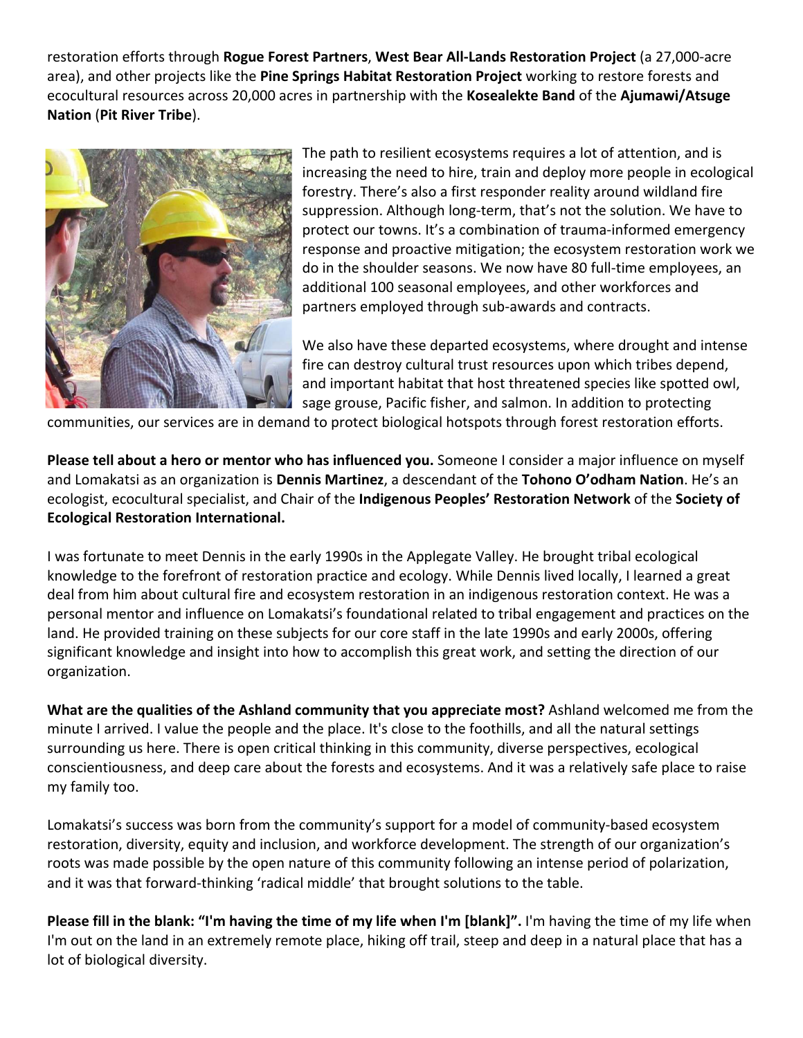restoration efforts through **Rogue Forest Partners**, **West Bear All-Lands Restoration Project** (a 27,000-acre area), and other projects like the **Pine Springs Habitat Restoration Project** working to restore forests and ecocultural resources across 20,000 acres in partnership with the **Kosealekte Band** of the **Ajumawi/Atsuge Nation** (**Pit River Tribe**).

The path to resilient ecosystems requires a lot of attention, and is increasing the need to hire, train and deploy more people in ecological forestry. There's also a first responder reality around wildland fire suppression. Although long-term, that's not the solution. We have to protect our towns. It's a combination of trauma-informed emergency response and proactive mitigation; the ecosystem restoration work we do in the shoulder seasons. We now have 80 full-time employees, an additional 100 seasonal employees, and other workforces and partners employed through sub-awards and contracts.

We also have these departed ecosystems, where drought and intense fire can destroy cultural trust resources upon which tribes depend, and important habitat that host threatened species like spotted owl, sage grouse, Pacific fisher, and salmon. In addition to protecting communities, our services are in demand to protect biological hotspots through forest restoration efforts.

**Please tell about a hero or mentor who has influenced you.** Someone I consider a major influence on myself and Lomakatsi as an organization is **Dennis Martinez**, a descendant of the **Tohono O'odham Nation**. He's an ecologist, ecocultural specialist, and Chair of the **Indigenous Peoples' Restoration Network** of the **Society of Ecological Restoration International.**

I was fortunate to meet Dennis in the early 1990s in the Applegate Valley. He brought tribal ecological knowledge to the forefront of restoration practice and ecology. While Dennis lived locally, I learned a great deal from him about cultural fire and ecosystem restoration in an indigenous restoration context. He was a personal mentor and influence on Lomakatsi's foundational related to tribal engagement and practices on the land. He provided training on these subjects for our core staff in the late 1990s and early 2000s, offering significant knowledge and insight into how to accomplish this great work, and setting the direction of our organization.

**What are the qualities of the Ashland community that you appreciate most?** Ashland welcomed me from the minute I arrived. I value the people and the place. It's close to the foothills, and all the natural settings surrounding us here. There is open critical thinking in this community, diverse perspectives, ecological conscientiousness, and deep care about the forests and ecosystems. And it was a relatively safe place to raise my family too.

Lomakatsi's success was born from the community's support for a model of community-based ecosystem restoration, diversity, equity and inclusion, and workforce development. The strength of our organization's roots was made possible by the open nature of this community following an intense period of polarization, and it was that forward-thinking 'radical middle' that brought solutions to the table.

**Please fill in the blank: "I'm having the time of my life when I'm [blank]".** I'm having the time of my life when I'm out on the land in an extremely remote place, hiking off trail, steep and deep in a natural place that has a lot of biological diversity.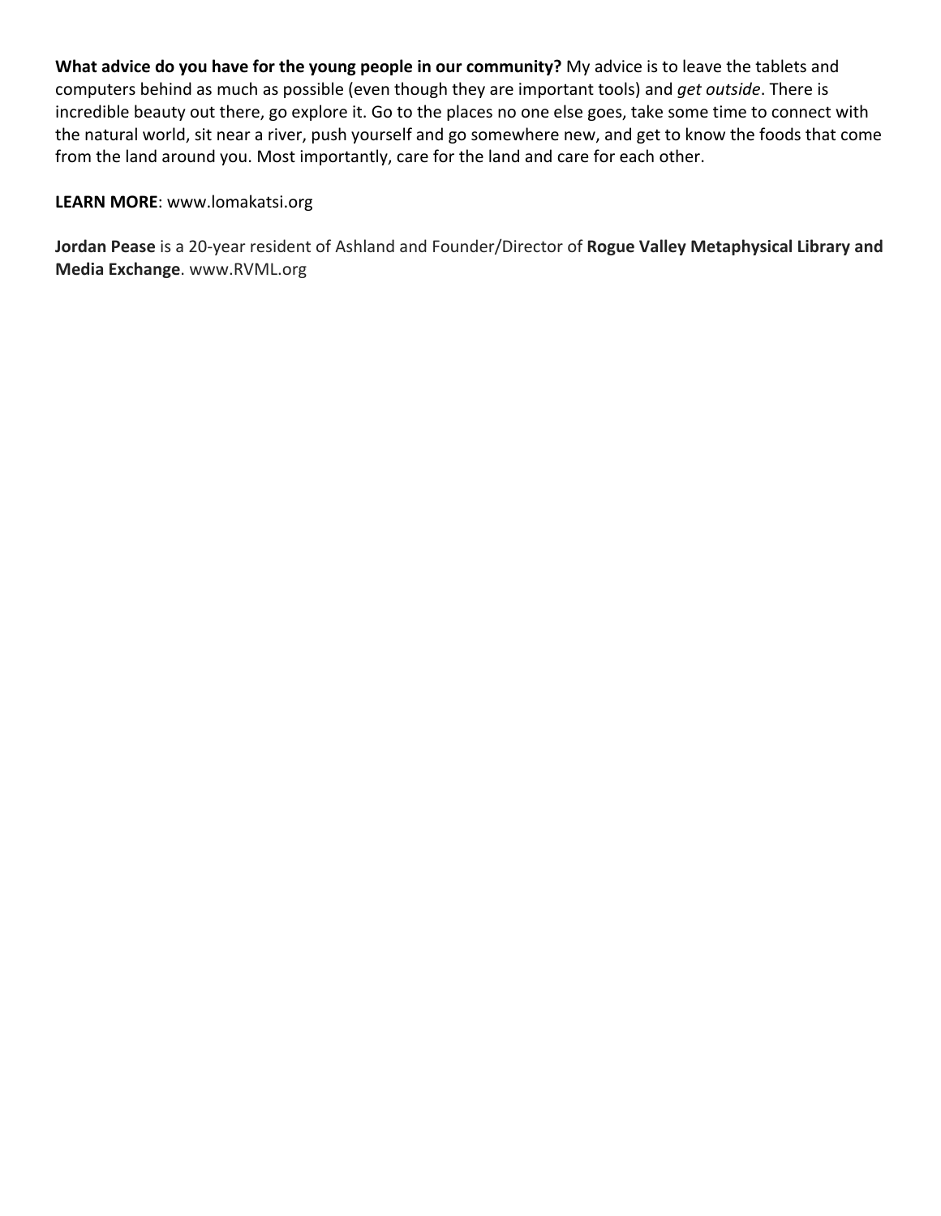**What advice do you have for the young people in our community?** My advice is to leave the tablets and computers behind as much as possible (even though they are important tools) and *get outside*. There is incredible beauty out there, go explore it. Go to the places no one else goes, take some time to connect with the natural world, sit near a river, push yourself and go somewhere new, and get to know the foods that come from the land around you. Most importantly, care for the land and care for each other.

**LEARN MORE**: www.lomakatsi.org

**Jordan Pease** is a 20-year resident of Ashland and Founder/Director of **Rogue Valley Metaphysical Library and Media Exchange**. www.RVML.org